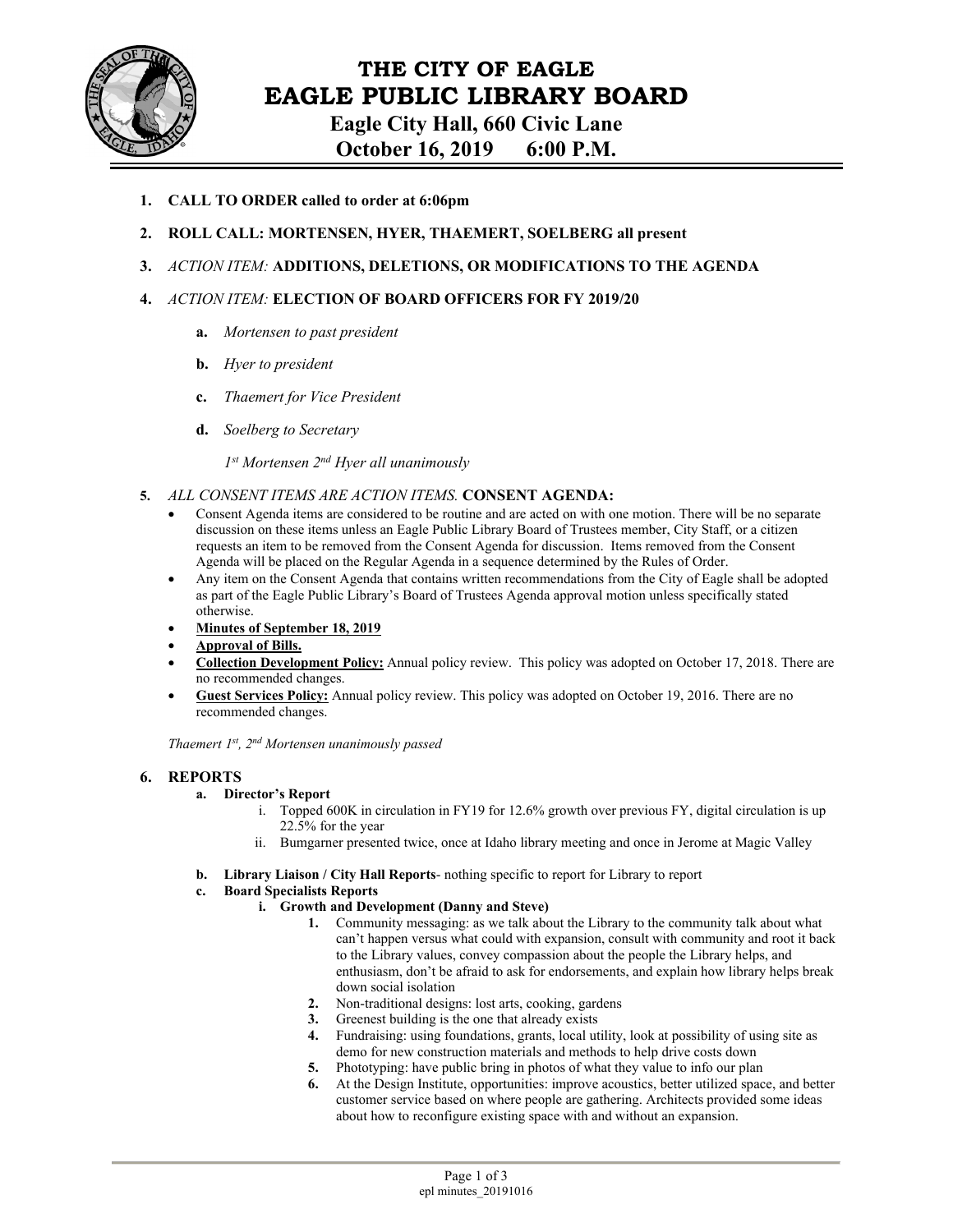# THE CITY OF EAGLE
# EAGLE PUBLIC LIBRARY BOARD
## Eagle City Hall, 660 Civic Lane
## October 16, 2019 6:00 P.M.

1. **CALL TO ORDER called to order at 6:06pm**

2. **ROLL CALL: MORTENSEN, HYER, THAEMERT, SOELBERG all present**

3. *ACTION ITEM:* **ADDITIONS, DELETIONS, OR MODIFICATIONS TO THE AGENDA**

4. *ACTION ITEM:* **ELECTION OF BOARD OFFICERS FOR FY 2019/20**

   a. *Mortensen to past president*

   b. *Hyer to president*

   c. *Thaemert for Vice President*

   d. *Soelberg to Secretary*

   *1st Mortensen 2nd Hyer all unanimously*

5. *ALL CONSENT ITEMS ARE ACTION ITEMS.* **CONSENT AGENDA:**
   - Consent Agenda items are considered to be routine and are acted on with one motion. There will be no separate discussion on these items unless an Eagle Public Library Board of Trustees member, City Staff, or a citizen requests an item to be removed from the Consent Agenda for discussion. Items removed from the Consent Agenda will be placed on the Regular Agenda in a sequence determined by the Rules of Order.
   - Any item on the Consent Agenda that contains written recommendations from the City of Eagle shall be adopted as part of the Eagle Public Library's Board of Trustees Agenda approval motion unless specifically stated otherwise.
   - **Minutes of September 18, 2019**
   - **Approval of Bills.**
   - **Collection Development Policy:** Annual policy review. This policy was adopted on October 17, 2018. There are no recommended changes.
   - **Guest Services Policy:** Annual policy review. This policy was adopted on October 19, 2016. There are no recommended changes.

   *Thaemert 1st, 2nd Mortensen unanimously passed*

6. **REPORTS**

   a. **Director's Report**
      i. Topped 600K in circulation in FY19 for 12.6% growth over previous FY, digital circulation is up 22.5% for the year
      ii. Bumgarner presented twice, once at Idaho library meeting and once in Jerome at Magic Valley

   b. **Library Liaison / City Hall Reports**- nothing specific to report for Library to report

   c. **Board Specialists Reports**
      i. **Growth and Development (Danny and Steve)**
         1. Community messaging: as we talk about the Library to the community talk about what can't happen versus what could with expansion, consult with community and root it back to the Library values, convey compassion about the people the Library helps, and enthusiasm, don't be afraid to ask for endorsements, and explain how library helps break down social isolation
         2. Non-traditional designs: lost arts, cooking, gardens
         3. Greenest building is the one that already exists
         4. Fundraising: using foundations, grants, local utility, look at possibility of using site as demo for new construction materials and methods to help drive costs down
         5. Phototyping: have public bring in photos of what they value to info our plan
         6. At the Design Institute, opportunities: improve acoustics, better utilized space, and better customer service based on where people are gathering. Architects provided some ideas about how to reconfigure existing space with and without an expansion.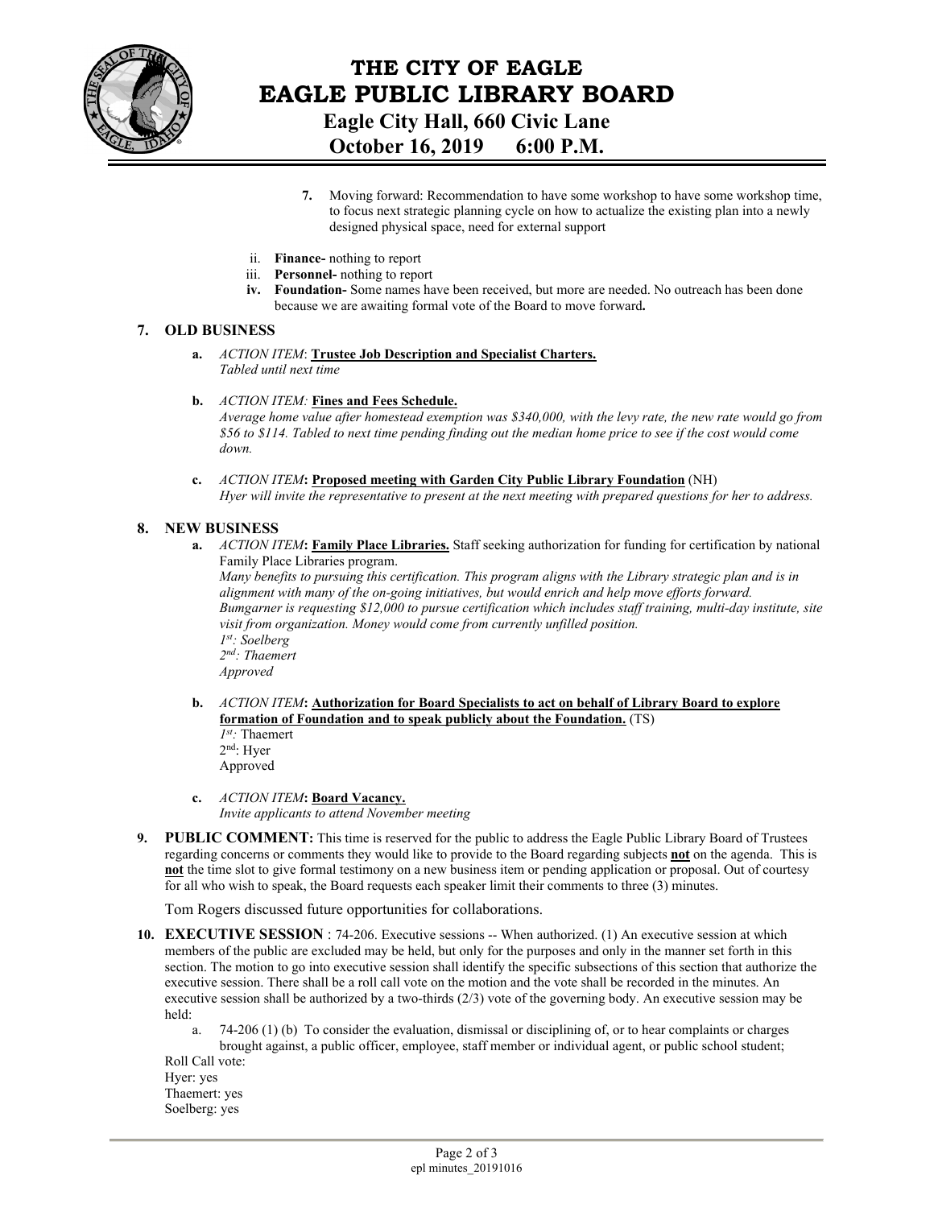7. Moving forward: Recommendation to have some workshop to have some workshop time, to focus next strategic planning cycle on how to actualize the existing plan into a newly designed physical space, need for external support

ii. **Finance-** nothing to report
iii. **Personnel-** nothing to report
iv. **Foundation-** Some names have been received, but more are needed. No outreach has been done because we are awaiting formal vote of the Board to move forward.

## 7. OLD BUSINESS

a. *ACTION ITEM*: **Trustee Job Description and Specialist Charters.**
*Tabled until next time*

b. *ACTION ITEM:* **Fines and Fees Schedule.**
*Average home value after homestead exemption was $340,000, with the levy rate, the new rate would go from $56 to $114. Tabled to next time pending finding out the median home price to see if the cost would come down.*

c. *ACTION ITEM*: **Proposed meeting with Garden City Public Library Foundation** (NH)
*Hyer will invite the representative to present at the next meeting with prepared questions for her to address.*

## 8. NEW BUSINESS

a. *ACTION ITEM*: **Family Place Libraries.** Staff seeking authorization for funding for certification by national Family Place Libraries program.
*Many benefits to pursuing this certification. This program aligns with the Library strategic plan and is in alignment with many of the on-going initiatives, but would enrich and help move efforts forward. Bumgarner is requesting $12,000 to pursue certification which includes staff training, multi-day institute, site visit from organization. Money would come from currently unfilled position.*
*1st: Soelberg*
*2nd: Thaemert*
*Approved*

b. *ACTION ITEM*: **Authorization for Board Specialists to act on behalf of Library Board to explore formation of Foundation and to speak publicly about the Foundation.** (TS)
*1st:* Thaemert
2nd: Hyer
Approved

c. *ACTION ITEM*: **Board Vacancy.**
*Invite applicants to attend November meeting*

**9. PUBLIC COMMENT:** This time is reserved for the public to address the Eagle Public Library Board of Trustees regarding concerns or comments they would like to provide to the Board regarding subjects **not** on the agenda. This is **not** the time slot to give formal testimony on a new business item or pending application or proposal. Out of courtesy for all who wish to speak, the Board requests each speaker limit their comments to three (3) minutes.

Tom Rogers discussed future opportunities for collaborations.

**10. EXECUTIVE SESSION** : 74-206. Executive sessions -- When authorized. (1) An executive session at which members of the public are excluded may be held, but only for the purposes and only in the manner set forth in this section. The motion to go into executive session shall identify the specific subsections of this section that authorize the executive session. There shall be a roll call vote on the motion and the vote shall be recorded in the minutes. An executive session shall be authorized by a two-thirds (2/3) vote of the governing body. An executive session may be held:

a. 74-206 (1) (b) To consider the evaluation, dismissal or disciplining of, or to hear complaints or charges brought against, a public officer, employee, staff member or individual agent, or public school student;

Roll Call vote:
Hyer: yes
Thaemert: yes
Soelberg: yes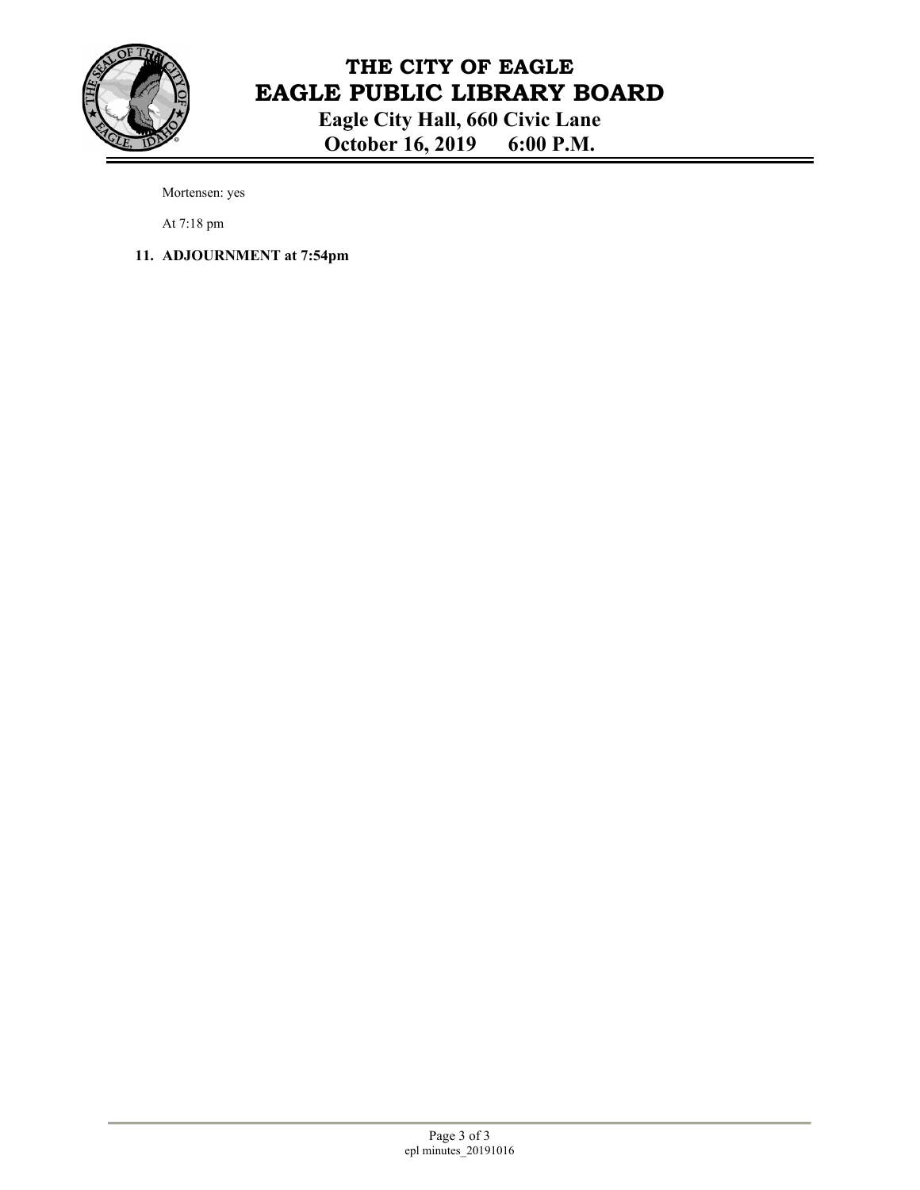Mortensen: yes

At 7:18 pm

**11. ADJOURNMENT at 7:54pm**